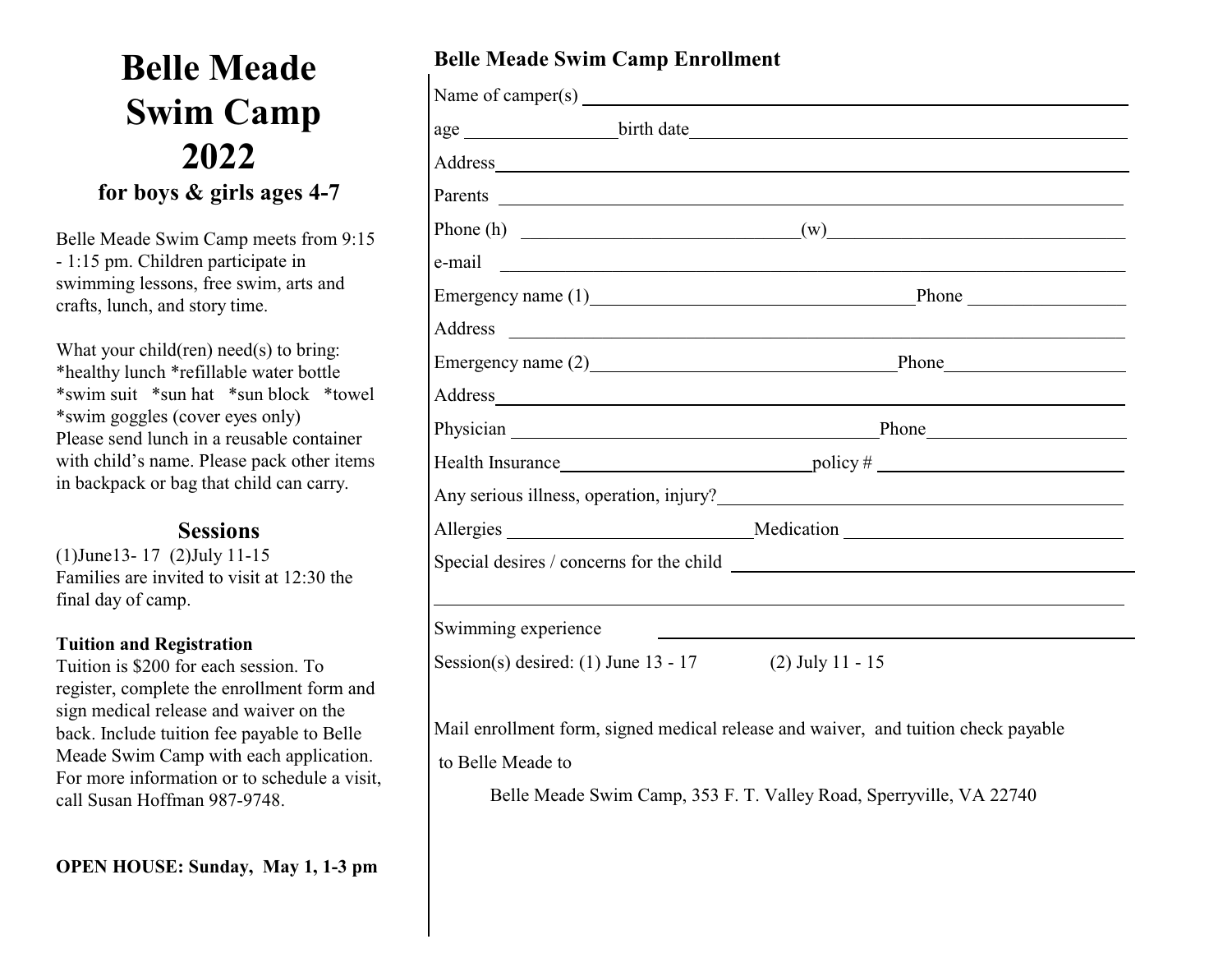# Belle Meade Swim Camp 2022

### for boys & girls ages 4-7

Belle Meade Swim Camp meets from 9:15 - 1:15 pm. Children participate in swimming lessons, free swim, arts and crafts, lunch, and story time.

What your child(ren) need(s) to bring:
*healthy lunch *refillable water bottle
*swim suit *sun hat *sun block *towel
*swim goggles (cover eyes only)
Please send lunch in a reusable container with child's name. Please pack other items in backpack or bag that child can carry.

## Sessions

(1)June13- 17 (2)July 11-15
Families are invited to visit at 12:30 the final day of camp.

**Tuition and Registration**
Tuition is $200 for each session. To register, complete the enrollment form and sign medical release and waiver on the back. Include tuition fee payable to Belle Meade Swim Camp with each application. For more information or to schedule a visit, call Susan Hoffman 987-9748.

**OPEN HOUSE: Sunday, May 1, 1-3 pm**

**Belle Meade Swim Camp Enrollment**

Name of camper(s) ______________________________

age ____________ birth date ______________________

Address ______________________________

Parents ______________________________

Phone (h) ______________________ (w) ______________________

e-mail ______________________________

Emergency name (1) ______________________ Phone ____________

Address ______________________________

Emergency name (2) ______________________ Phone ____________

Address ______________________________

Physician ______________________ Phone ____________

Health Insurance ______________________ policy # ____________

Any serious illness, operation, injury? ______________________

Allergies ______________________ Medication ______________________

Special desires / concerns for the child ______________________

______________________________

Swimming experience ______________________________

Session(s) desired: (1) June 13 - 17 (2) July 11 - 15

Mail enrollment form, signed medical release and waiver, and tuition check payable to Belle Meade to

Belle Meade Swim Camp, 353 F. T. Valley Road, Sperryville, VA 22740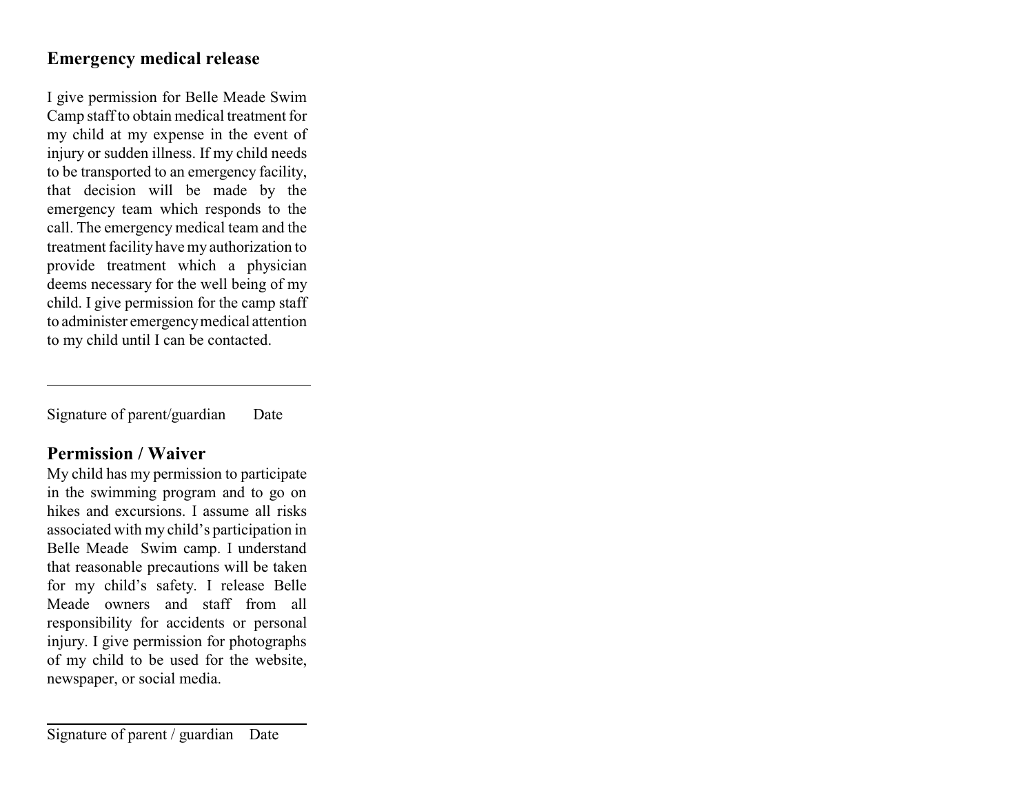## Emergency medical release

I give permission for Belle Meade Swim Camp staff to obtain medical treatment for my child at my expense in the event of injury or sudden illness. If my child needs to be transported to an emergency facility, that decision will be made by the emergency team which responds to the call. The emergency medical team and the treatment facility have my authorization to provide treatment which a physician deems necessary for the well being of my child. I give permission for the camp staff to administer emergency medical attention to my child until I can be contacted.

\_\_\_\_\_\_\_\_\_\_\_\_\_\_\_\_\_\_\_\_\_\_\_\_\_\_\_\_\_\_\_\_\_\_\_\_

Signature of parent/guardian    Date

## Permission / Waiver

My child has my permission to participate in the swimming program and to go on hikes and excursions. I assume all risks associated with my child's participation in Belle Meade Swim camp. I understand that reasonable precautions will be taken for my child's safety. I release Belle Meade owners and staff from all responsibility for accidents or personal injury. I give permission for photographs of my child to be used for the website, newspaper, or social media.

\_\_\_\_\_\_\_\_\_\_\_\_\_\_\_\_\_\_\_\_\_\_\_\_\_\_\_\_\_\_\_\_\_\_\_\_

Signature of parent / guardian    Date